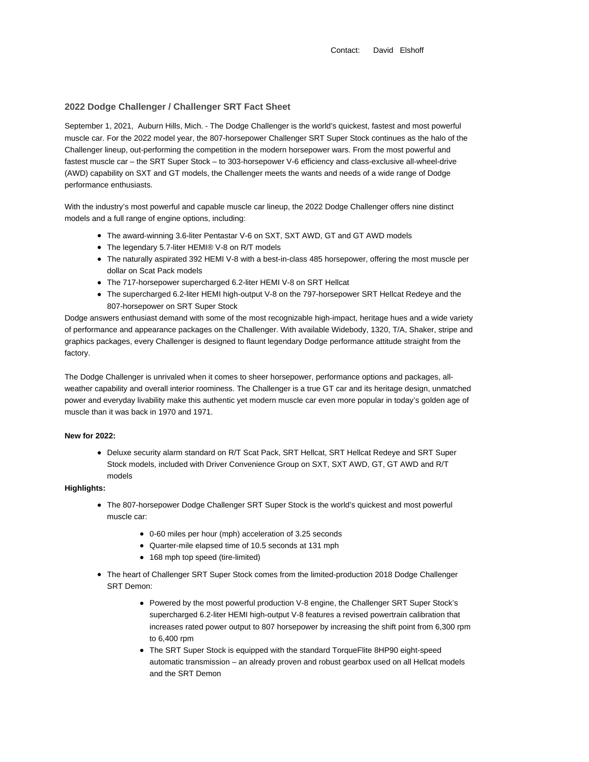Contact: David Elshoff

## 2022 Dodge Challenger / Challenger SRT Fact Sheet

September 1, 2021, Auburn Hills, Mich. - The Dodge Challenger is the world's quickest, fastest and most powerful muscle car. For the 2022 model year, the 807-horsepower Challenger SRT Super Stock continues as the halo of the Challenger lineup, out-performing the competition in the modern horsepower wars. From the most powerful and fastest muscle car – the SRT Super Stock – to 303-horsepower V-6 efficiency and class-exclusive all-wheel-drive (AWD) capability on SXT and GT models, the Challenger meets the wants and needs of a wide range of Dodge performance enthusiasts.

With the industry's most powerful and capable muscle car lineup, the 2022 Dodge Challenger offers nine distinct models and a full range of engine options, including:

- The award-winning 3.6-liter Pentastar V-6 on SXT, SXT AWD, GT and GT AWD models
- The legendary 5.7-liter HEMI® V-8 on R/T models
- The naturally aspirated 392 HEMI V-8 with a best-in-class 485 horsepower, offering the most muscle per dollar on Scat Pack models
- The 717-horsepower supercharged 6.2-liter HEMI V-8 on SRT Hellcat
- The supercharged 6.2-liter HEMI high-output V-8 on the 797-horsepower SRT Hellcat Redeye and the 807-horsepower on SRT Super Stock

Dodge answers enthusiast demand with some of the most recognizable high-impact, heritage hues and a wide variety of performance and appearance packages on the Challenger. With available Widebody, 1320, T/A, Shaker, stripe and graphics packages, every Challenger is designed to flaunt legendary Dodge performance attitude straight from the factory.

The Dodge Challenger is unrivaled when it comes to sheer horsepower, performance options and packages, all-weather capability and overall interior roominess. The Challenger is a true GT car and its heritage design, unmatched power and everyday livability make this authentic yet modern muscle car even more popular in today's golden age of muscle than it was back in 1970 and 1971.

**New for 2022:**

- Deluxe security alarm standard on R/T Scat Pack, SRT Hellcat, SRT Hellcat Redeye and SRT Super Stock models, included with Driver Convenience Group on SXT, SXT AWD, GT, GT AWD and R/T models

**Highlights:**

- The 807-horsepower Dodge Challenger SRT Super Stock is the world's quickest and most powerful muscle car:
  - 0-60 miles per hour (mph) acceleration of 3.25 seconds
  - Quarter-mile elapsed time of 10.5 seconds at 131 mph
  - 168 mph top speed (tire-limited)
- The heart of Challenger SRT Super Stock comes from the limited-production 2018 Dodge Challenger SRT Demon:
  - Powered by the most powerful production V-8 engine, the Challenger SRT Super Stock's supercharged 6.2-liter HEMI high-output V-8 features a revised powertrain calibration that increases rated power output to 807 horsepower by increasing the shift point from 6,300 rpm to 6,400 rpm
  - The SRT Super Stock is equipped with the standard TorqueFlite 8HP90 eight-speed automatic transmission – an already proven and robust gearbox used on all Hellcat models and the SRT Demon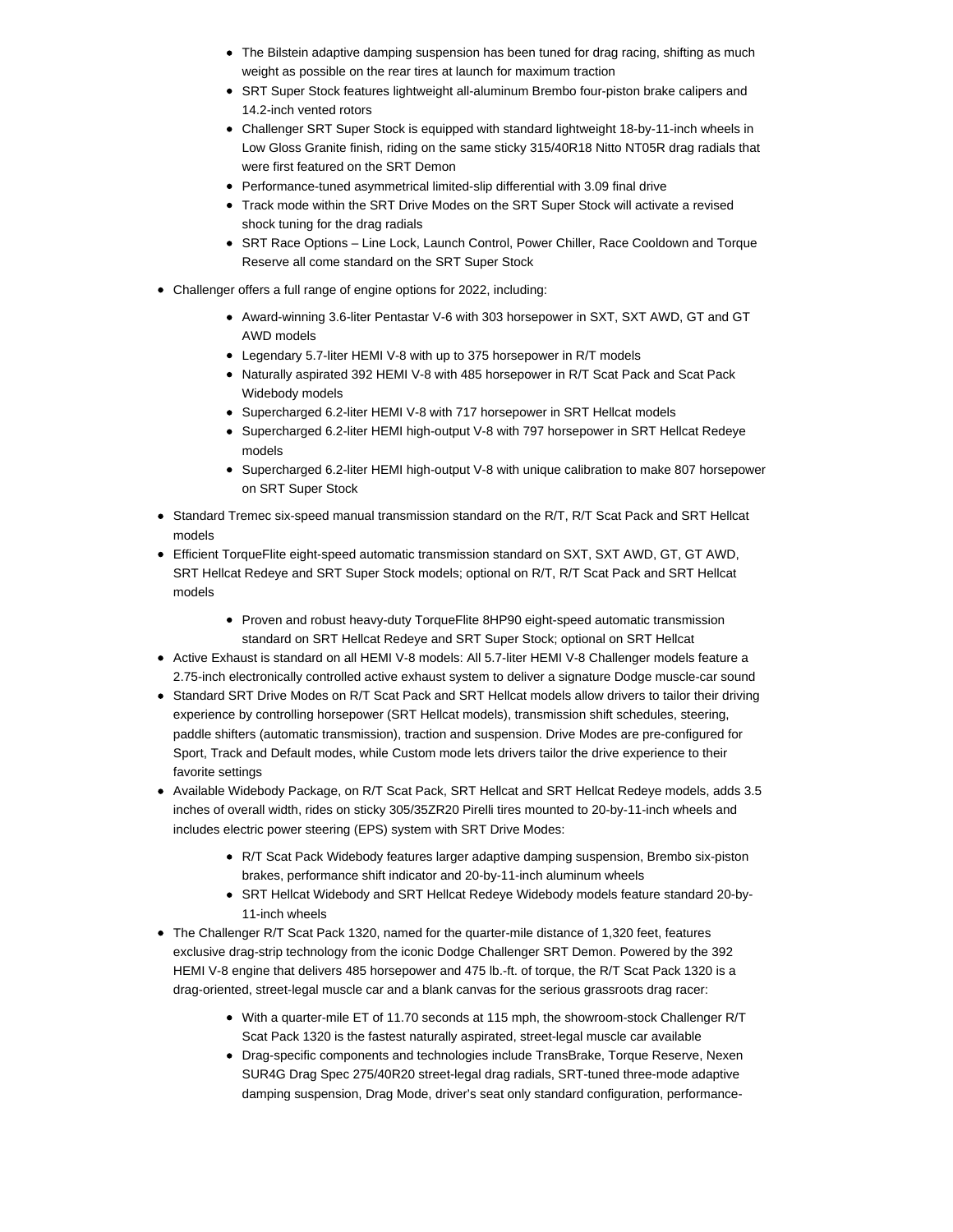- The Bilstein adaptive damping suspension has been tuned for drag racing, shifting as much weight as possible on the rear tires at launch for maximum traction
  - SRT Super Stock features lightweight all-aluminum Brembo four-piston brake calipers and 14.2-inch vented rotors
  - Challenger SRT Super Stock is equipped with standard lightweight 18-by-11-inch wheels in Low Gloss Granite finish, riding on the same sticky 315/40R18 Nitto NT05R drag radials that were first featured on the SRT Demon
  - Performance-tuned asymmetrical limited-slip differential with 3.09 final drive
  - Track mode within the SRT Drive Modes on the SRT Super Stock will activate a revised shock tuning for the drag radials
  - SRT Race Options – Line Lock, Launch Control, Power Chiller, Race Cooldown and Torque Reserve all come standard on the SRT Super Stock
- Challenger offers a full range of engine options for 2022, including:
  - Award-winning 3.6-liter Pentastar V-6 with 303 horsepower in SXT, SXT AWD, GT and GT AWD models
  - Legendary 5.7-liter HEMI V-8 with up to 375 horsepower in R/T models
  - Naturally aspirated 392 HEMI V-8 with 485 horsepower in R/T Scat Pack and Scat Pack Widebody models
  - Supercharged 6.2-liter HEMI V-8 with 717 horsepower in SRT Hellcat models
  - Supercharged 6.2-liter HEMI high-output V-8 with 797 horsepower in SRT Hellcat Redeye models
  - Supercharged 6.2-liter HEMI high-output V-8 with unique calibration to make 807 horsepower on SRT Super Stock
- Standard Tremec six-speed manual transmission standard on the R/T, R/T Scat Pack and SRT Hellcat models
- Efficient TorqueFlite eight-speed automatic transmission standard on SXT, SXT AWD, GT, GT AWD, SRT Hellcat Redeye and SRT Super Stock models; optional on R/T, R/T Scat Pack and SRT Hellcat models
  - Proven and robust heavy-duty TorqueFlite 8HP90 eight-speed automatic transmission standard on SRT Hellcat Redeye and SRT Super Stock; optional on SRT Hellcat
- Active Exhaust is standard on all HEMI V-8 models: All 5.7-liter HEMI V-8 Challenger models feature a 2.75-inch electronically controlled active exhaust system to deliver a signature Dodge muscle-car sound
- Standard SRT Drive Modes on R/T Scat Pack and SRT Hellcat models allow drivers to tailor their driving experience by controlling horsepower (SRT Hellcat models), transmission shift schedules, steering, paddle shifters (automatic transmission), traction and suspension. Drive Modes are pre-configured for Sport, Track and Default modes, while Custom mode lets drivers tailor the drive experience to their favorite settings
- Available Widebody Package, on R/T Scat Pack, SRT Hellcat and SRT Hellcat Redeye models, adds 3.5 inches of overall width, rides on sticky 305/35ZR20 Pirelli tires mounted to 20-by-11-inch wheels and includes electric power steering (EPS) system with SRT Drive Modes:
  - R/T Scat Pack Widebody features larger adaptive damping suspension, Brembo six-piston brakes, performance shift indicator and 20-by-11-inch aluminum wheels
  - SRT Hellcat Widebody and SRT Hellcat Redeye Widebody models feature standard 20-by-11-inch wheels
- The Challenger R/T Scat Pack 1320, named for the quarter-mile distance of 1,320 feet, features exclusive drag-strip technology from the iconic Dodge Challenger SRT Demon. Powered by the 392 HEMI V-8 engine that delivers 485 horsepower and 475 lb.-ft. of torque, the R/T Scat Pack 1320 is a drag-oriented, street-legal muscle car and a blank canvas for the serious grassroots drag racer:
  - With a quarter-mile ET of 11.70 seconds at 115 mph, the showroom-stock Challenger R/T Scat Pack 1320 is the fastest naturally aspirated, street-legal muscle car available
  - Drag-specific components and technologies include TransBrake, Torque Reserve, Nexen SUR4G Drag Spec 275/40R20 street-legal drag radials, SRT-tuned three-mode adaptive damping suspension, Drag Mode, driver's seat only standard configuration, performance-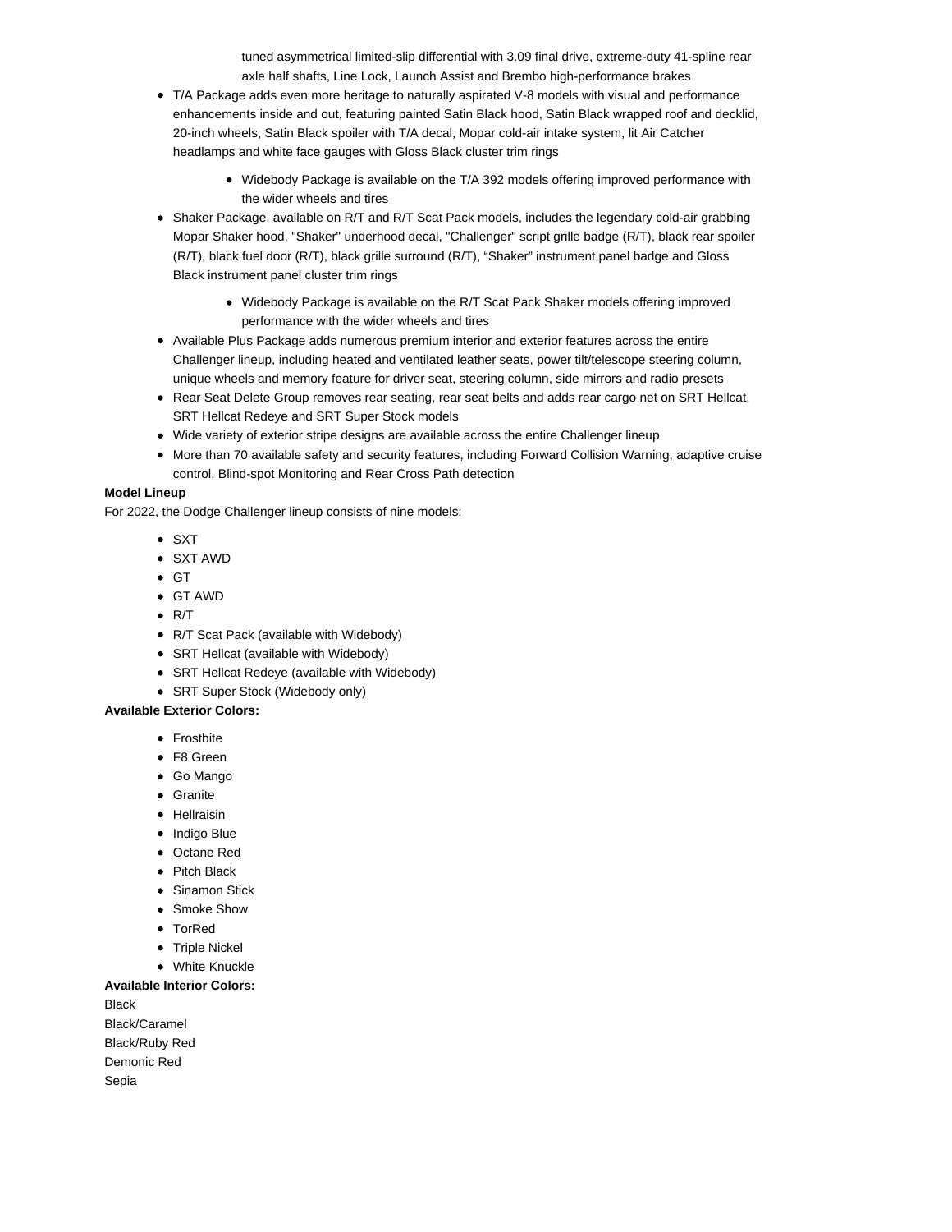tuned asymmetrical limited-slip differential with 3.09 final drive, extreme-duty 41-spline rear axle half shafts, Line Lock, Launch Assist and Brembo high-performance brakes

- T/A Package adds even more heritage to naturally aspirated V-8 models with visual and performance enhancements inside and out, featuring painted Satin Black hood, Satin Black wrapped roof and decklid, 20-inch wheels, Satin Black spoiler with T/A decal, Mopar cold-air intake system, lit Air Catcher headlamps and white face gauges with Gloss Black cluster trim rings
    - Widebody Package is available on the T/A 392 models offering improved performance with the wider wheels and tires
- Shaker Package, available on R/T and R/T Scat Pack models, includes the legendary cold-air grabbing Mopar Shaker hood, "Shaker" underhood decal, "Challenger" script grille badge (R/T), black rear spoiler (R/T), black fuel door (R/T), black grille surround (R/T), "Shaker" instrument panel badge and Gloss Black instrument panel cluster trim rings
    - Widebody Package is available on the R/T Scat Pack Shaker models offering improved performance with the wider wheels and tires
- Available Plus Package adds numerous premium interior and exterior features across the entire Challenger lineup, including heated and ventilated leather seats, power tilt/telescope steering column, unique wheels and memory feature for driver seat, steering column, side mirrors and radio presets
- Rear Seat Delete Group removes rear seating, rear seat belts and adds rear cargo net on SRT Hellcat, SRT Hellcat Redeye and SRT Super Stock models
- Wide variety of exterior stripe designs are available across the entire Challenger lineup
- More than 70 available safety and security features, including Forward Collision Warning, adaptive cruise control, Blind-spot Monitoring and Rear Cross Path detection

**Model Lineup**

For 2022, the Dodge Challenger lineup consists of nine models:

- SXT
- SXT AWD
- GT
- GT AWD
- R/T
- R/T Scat Pack (available with Widebody)
- SRT Hellcat (available with Widebody)
- SRT Hellcat Redeye (available with Widebody)
- SRT Super Stock (Widebody only)

**Available Exterior Colors:**

- Frostbite
- F8 Green
- Go Mango
- Granite
- Hellraisin
- Indigo Blue
- Octane Red
- Pitch Black
- Sinamon Stick
- Smoke Show
- TorRed
- Triple Nickel
- White Knuckle

**Available Interior Colors:**

Black
Black/Caramel
Black/Ruby Red
Demonic Red
Sepia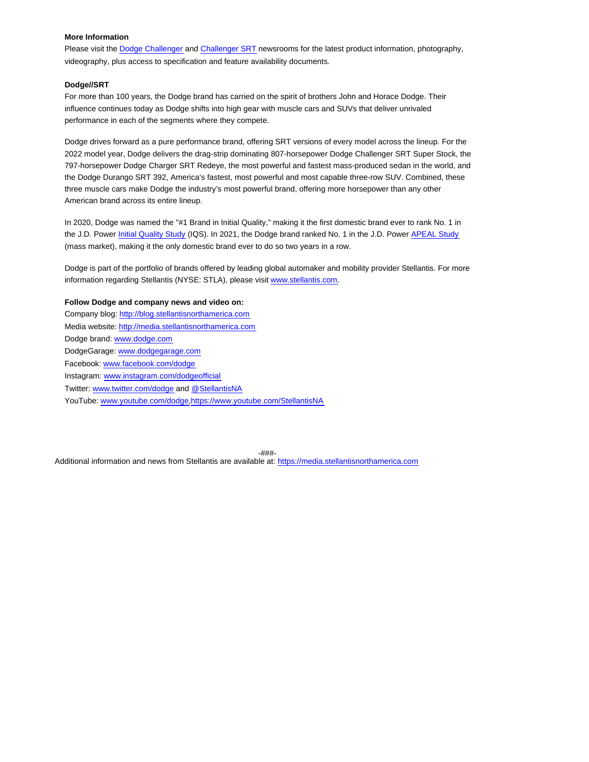**More Information**

Please visit the Dodge Challenger and Challenger SRT newsrooms for the latest product information, photography, videography, plus access to specification and feature availability documents.

**Dodge//SRT**

For more than 100 years, the Dodge brand has carried on the spirit of brothers John and Horace Dodge. Their influence continues today as Dodge shifts into high gear with muscle cars and SUVs that deliver unrivaled performance in each of the segments where they compete.

Dodge drives forward as a pure performance brand, offering SRT versions of every model across the lineup. For the 2022 model year, Dodge delivers the drag-strip dominating 807-horsepower Dodge Challenger SRT Super Stock, the 797-horsepower Dodge Charger SRT Redeye, the most powerful and fastest mass-produced sedan in the world, and the Dodge Durango SRT 392, America's fastest, most powerful and most capable three-row SUV. Combined, these three muscle cars make Dodge the industry's most powerful brand, offering more horsepower than any other American brand across its entire lineup.

In 2020, Dodge was named the "#1 Brand in Initial Quality," making it the first domestic brand ever to rank No. 1 in the J.D. Power Initial Quality Study (IQS). In 2021, the Dodge brand ranked No. 1 in the J.D. Power APEAL Study (mass market), making it the only domestic brand ever to do so two years in a row.

Dodge is part of the portfolio of brands offered by leading global automaker and mobility provider Stellantis. For more information regarding Stellantis (NYSE: STLA), please visit www.stellantis.com.

**Follow Dodge and company news and video on:**

Company blog: http://blog.stellantisnorthamerica.com
Media website: http://media.stellantisnorthamerica.com
Dodge brand: www.dodge.com
DodgeGarage: www.dodgegarage.com
Facebook: www.facebook.com/dodge
Instagram: www.instagram.com/dodgeofficial
Twitter: www.twitter.com/dodge and @StellantisNA
YouTube: www.youtube.com/dodge,https://www.youtube.com/StellantisNA

-###-

Additional information and news from Stellantis are available at: https://media.stellantisnorthamerica.com